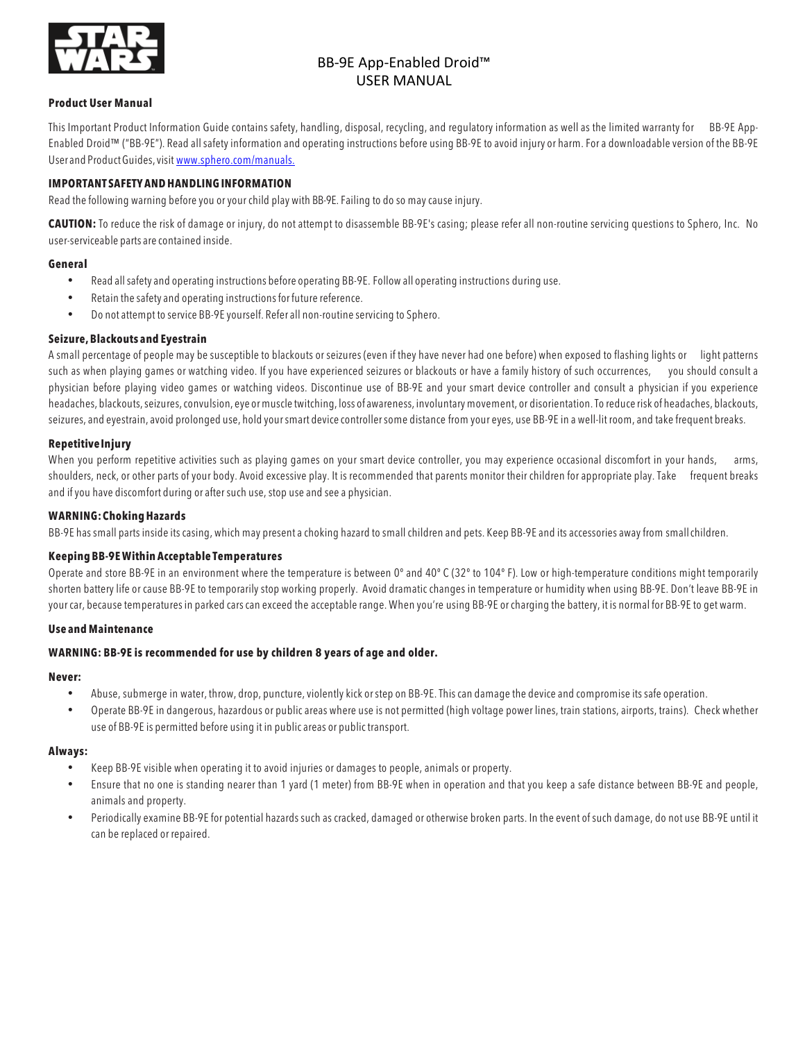# BB-9E App-Enabled Droid™ USER MANUAL

**Product User Manual**

This Important Product Information Guide contains safety, handling, disposal, recycling, and regulatory information as well as the limited warranty for BB-9E App-Enabled Droid™ ("BB-9E"). Read all safety information and operating instructions before using BB-9E to avoid injury or harm. For a downloadable version of the BB-9E User and Product Guides, visit [www.sphero.com/manuals.](www.sphero.com/manuals)

**IMPORTANT SAFETY AND HANDLING INFORMATION**

Read the following warning before you or your child play with BB-9E. Failing to do so may cause injury.

**CAUTION:** To reduce the risk of damage or injury, do not attempt to disassemble BB-9E's casing; please refer all non-routine servicing questions to Sphero, Inc. No user-serviceable parts are contained inside.

**General**

- Read all safety and operating instructions before operating BB-9E. Follow all operating instructions during use.
- Retain the safety and operating instructions for future reference.
- Do not attempt to service BB-9E yourself. Refer all non-routine servicing to Sphero.

**Seizure, Blackouts and Eyestrain**

A small percentage of people may be susceptible to blackouts or seizures (even if they have never had one before) when exposed to flashing lights or light patterns such as when playing games or watching video. If you have experienced seizures or blackouts or have a family history of such occurrences, you should consult a physician before playing video games or watching videos. Discontinue use of BB-9E and your smart device controller and consult a physician if you experience headaches, blackouts, seizures, convulsion, eye or muscle twitching, loss of awareness, involuntary movement, or disorientation. To reduce risk of headaches, blackouts, seizures, and eyestrain, avoid prolonged use, hold your smart device controller some distance from your eyes, use BB-9E in a well-lit room, and take frequent breaks.

**Repetitive Injury**

When you perform repetitive activities such as playing games on your smart device controller, you may experience occasional discomfort in your hands, arms, shoulders, neck, or other parts of your body. Avoid excessive play. It is recommended that parents monitor their children for appropriate play. Take frequent breaks and if you have discomfort during or after such use, stop use and see a physician.

**WARNING: Choking Hazards**

BB-9E has small parts inside its casing, which may present a choking hazard to small children and pets. Keep BB-9E and its accessories away from small children.

**Keeping BB-9E Within Acceptable Temperatures**

Operate and store BB-9E in an environment where the temperature is between 0° and 40° C (32° to 104° F). Low or high-temperature conditions might temporarily shorten battery life or cause BB-9E to temporarily stop working properly. Avoid dramatic changes in temperature or humidity when using BB-9E. Don't leave BB-9E in your car, because temperatures in parked cars can exceed the acceptable range. When you're using BB-9E or charging the battery, it is normal for BB-9E to get warm.

**Use and Maintenance**

**WARNING: BB-9E is recommended for use by children 8 years of age and older.**

**Never:**

- Abuse, submerge in water, throw, drop, puncture, violently kick or step on BB-9E. This can damage the device and compromise its safe operation.
- Operate BB-9E in dangerous, hazardous or public areas where use is not permitted (high voltage power lines, train stations, airports, trains). Check whether use of BB-9E is permitted before using it in public areas or public transport.

**Always:**

- Keep BB-9E visible when operating it to avoid injuries or damages to people, animals or property.
- Ensure that no one is standing nearer than 1 yard (1 meter) from BB-9E when in operation and that you keep a safe distance between BB-9E and people, animals and property.
- Periodically examine BB-9E for potential hazards such as cracked, damaged or otherwise broken parts. In the event of such damage, do not use BB-9E until it can be replaced or repaired.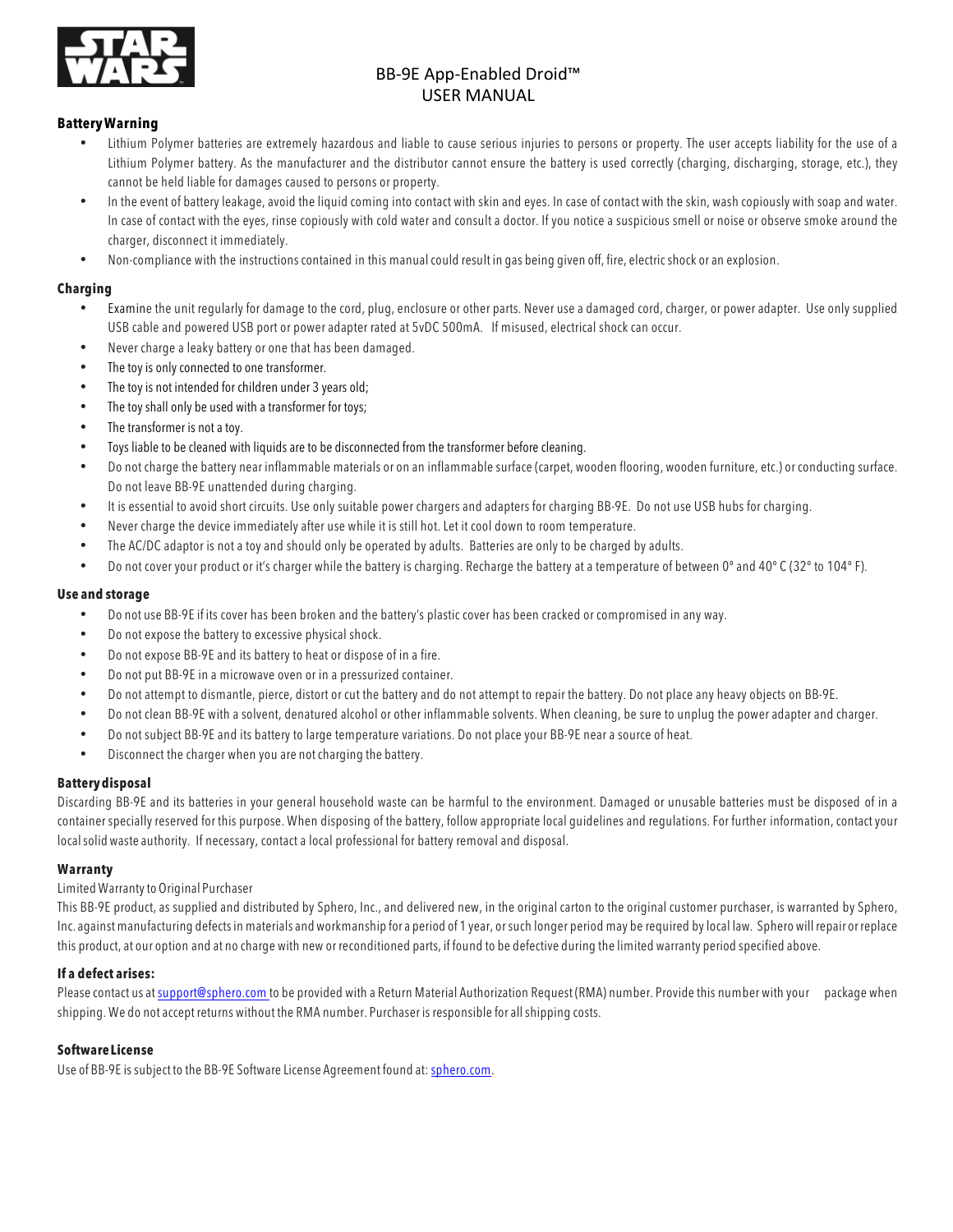# BB-9E App-Enabled Droid™ USER MANUAL

### Battery Warning

- Lithium Polymer batteries are extremely hazardous and liable to cause serious injuries to persons or property. The user accepts liability for the use of a Lithium Polymer battery. As the manufacturer and the distributor cannot ensure the battery is used correctly (charging, discharging, storage, etc.), they cannot be held liable for damages caused to persons or property.
- In the event of battery leakage, avoid the liquid coming into contact with skin and eyes. In case of contact with the skin, wash copiously with soap and water. In case of contact with the eyes, rinse copiously with cold water and consult a doctor. If you notice a suspicious smell or noise or observe smoke around the charger, disconnect it immediately.
- Non-compliance with the instructions contained in this manual could result in gas being given off, fire, electric shock or an explosion.

### Charging

- Examine the unit regularly for damage to the cord, plug, enclosure or other parts. Never use a damaged cord, charger, or power adapter. Use only supplied USB cable and powered USB port or power adapter rated at 5vDC 500mA. If misused, electrical shock can occur.
- Never charge a leaky battery or one that has been damaged.
- The toy is only connected to one transformer.
- The toy is not intended for children under 3 years old;
- The toy shall only be used with a transformer for toys;
- The transformer is not a toy.
- Toys liable to be cleaned with liquids are to be disconnected from the transformer before cleaning.
- Do not charge the battery near inflammable materials or on an inflammable surface (carpet, wooden flooring, wooden furniture, etc.) or conducting surface. Do not leave BB-9E unattended during charging.
- It is essential to avoid short circuits. Use only suitable power chargers and adapters for charging BB-9E. Do not use USB hubs for charging.
- Never charge the device immediately after use while it is still hot. Let it cool down to room temperature.
- The AC/DC adaptor is not a toy and should only be operated by adults. Batteries are only to be charged by adults.
- Do not cover your product or it's charger while the battery is charging. Recharge the battery at a temperature of between 0° and 40° C (32° to 104° F).

### Use and storage

- Do not use BB-9E if its cover has been broken and the battery's plastic cover has been cracked or compromised in any way.
- Do not expose the battery to excessive physical shock.
- Do not expose BB-9E and its battery to heat or dispose of in a fire.
- Do not put BB-9E in a microwave oven or in a pressurized container.
- Do not attempt to dismantle, pierce, distort or cut the battery and do not attempt to repair the battery. Do not place any heavy objects on BB-9E.
- Do not clean BB-9E with a solvent, denatured alcohol or other inflammable solvents. When cleaning, be sure to unplug the power adapter and charger.
- Do not subject BB-9E and its battery to large temperature variations. Do not place your BB-9E near a source of heat.
- Disconnect the charger when you are not charging the battery.

### Battery disposal

Discarding BB-9E and its batteries in your general household waste can be harmful to the environment. Damaged or unusable batteries must be disposed of in a container specially reserved for this purpose. When disposing of the battery, follow appropriate local guidelines and regulations. For further information, contact your local solid waste authority. If necessary, contact a local professional for battery removal and disposal.

### Warranty

Limited Warranty to Original Purchaser

This BB-9E product, as supplied and distributed by Sphero, Inc., and delivered new, in the original carton to the original customer purchaser, is warranted by Sphero, Inc. against manufacturing defects in materials and workmanship for a period of 1 year, or such longer period may be required by local law. Sphero will repair or replace this product, at our option and at no charge with new or reconditioned parts, if found to be defective during the limited warranty period specified above.

### If a defect arises:

Please contact us at support@sphero.com to be provided with a Return Material Authorization Request (RMA) number. Provide this number with your package when shipping. We do not accept returns without the RMA number. Purchaser is responsible for all shipping costs.

### Software License

Use of BB-9E is subject to the BB-9E Software License Agreement found at: sphero.com.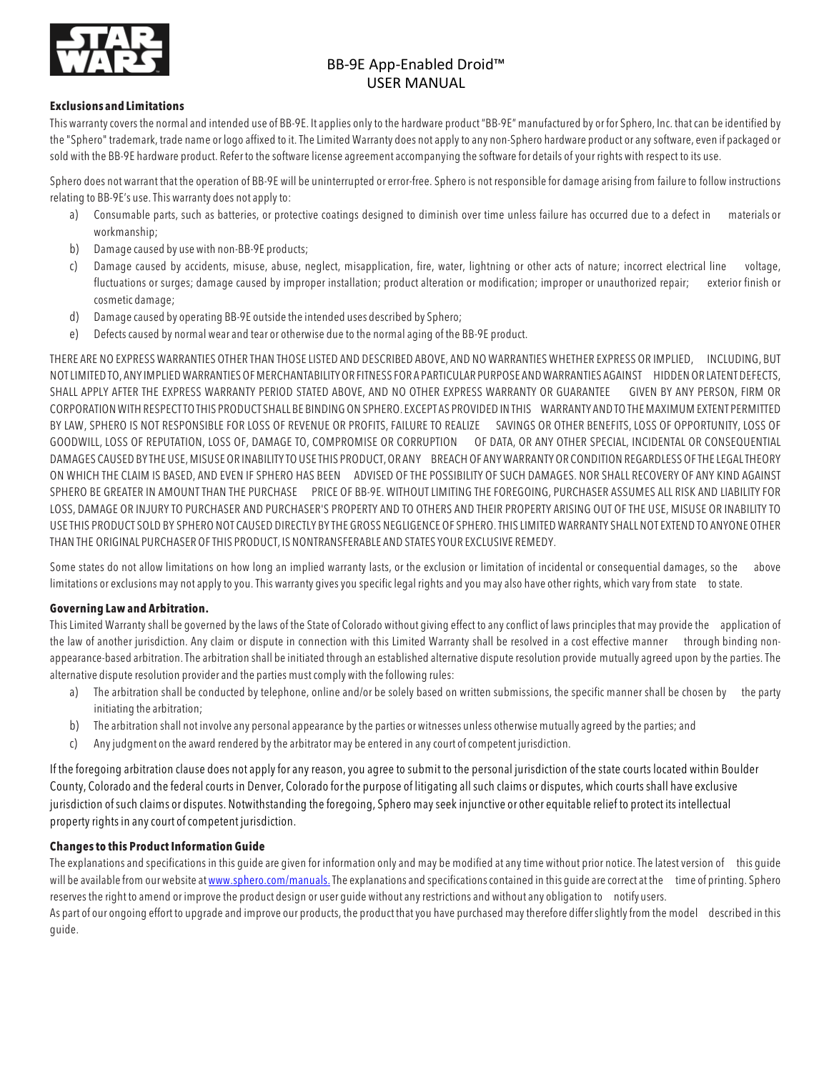### Exclusions and Limitations

This warranty covers the normal and intended use of BB-9E. It applies only to the hardware product "BB-9E" manufactured by or for Sphero, Inc. that can be identified by the "Sphero" trademark, trade name or logo affixed to it. The Limited Warranty does not apply to any non-Sphero hardware product or any software, even if packaged or sold with the BB-9E hardware product. Refer to the software license agreement accompanying the software for details of your rights with respect to its use.

Sphero does not warrant that the operation of BB-9E will be uninterrupted or error-free. Sphero is not responsible for damage arising from failure to follow instructions relating to BB-9E's use. This warranty does not apply to:

a) Consumable parts, such as batteries, or protective coatings designed to diminish over time unless failure has occurred due to a defect in materials or workmanship;
b) Damage caused by use with non-BB-9E products;
c) Damage caused by accidents, misuse, abuse, neglect, misapplication, fire, water, lightning or other acts of nature; incorrect electrical line voltage, fluctuations or surges; damage caused by improper installation; product alteration or modification; improper or unauthorized repair; exterior finish or cosmetic damage;
d) Damage caused by operating BB-9E outside the intended uses described by Sphero;
e) Defects caused by normal wear and tear or otherwise due to the normal aging of the BB-9E product.

THERE ARE NO EXPRESS WARRANTIES OTHER THAN THOSE LISTED AND DESCRIBED ABOVE, AND NO WARRANTIES WHETHER EXPRESS OR IMPLIED, INCLUDING, BUT NOT LIMITED TO, ANY IMPLIED WARRANTIES OF MERCHANTABILITY OR FITNESS FOR A PARTICULAR PURPOSE AND WARRANTIES AGAINST HIDDEN OR LATENT DEFECTS, SHALL APPLY AFTER THE EXPRESS WARRANTY PERIOD STATED ABOVE, AND NO OTHER EXPRESS WARRANTY OR GUARANTEE GIVEN BY ANY PERSON, FIRM OR CORPORATION WITH RESPECT TO THIS PRODUCT SHALL BE BINDING ON SPHERO. EXCEPT AS PROVIDED IN THIS WARRANTY AND TO THE MAXIMUM EXTENT PERMITTED BY LAW, SPHERO IS NOT RESPONSIBLE FOR LOSS OF REVENUE OR PROFITS, FAILURE TO REALIZE SAVINGS OR OTHER BENEFITS, LOSS OF OPPORTUNITY, LOSS OF GOODWILL, LOSS OF REPUTATION, LOSS OF, DAMAGE TO, COMPROMISE OR CORRUPTION OF DATA, OR ANY OTHER SPECIAL, INCIDENTAL OR CONSEQUENTIAL DAMAGES CAUSED BY THE USE, MISUSE OR INABILITY TO USE THIS PRODUCT, OR ANY BREACH OF ANY WARRANTY OR CONDITION REGARDLESS OF THE LEGAL THEORY ON WHICH THE CLAIM IS BASED, AND EVEN IF SPHERO HAS BEEN ADVISED OF THE POSSIBILITY OF SUCH DAMAGES. NOR SHALL RECOVERY OF ANY KIND AGAINST SPHERO BE GREATER IN AMOUNT THAN THE PURCHASE PRICE OF BB-9E. WITHOUT LIMITING THE FOREGOING, PURCHASER ASSUMES ALL RISK AND LIABILITY FOR LOSS, DAMAGE OR INJURY TO PURCHASER AND PURCHASER'S PROPERTY AND TO OTHERS AND THEIR PROPERTY ARISING OUT OF THE USE, MISUSE OR INABILITY TO USE THIS PRODUCT SOLD BY SPHERO NOT CAUSED DIRECTLY BY THE GROSS NEGLIGENCE OF SPHERO. THIS LIMITED WARRANTY SHALL NOT EXTEND TO ANYONE OTHER THAN THE ORIGINAL PURCHASER OF THIS PRODUCT, IS NONTRANSFERABLE AND STATES YOUR EXCLUSIVE REMEDY.

Some states do not allow limitations on how long an implied warranty lasts, or the exclusion or limitation of incidental or consequential damages, so the above limitations or exclusions may not apply to you. This warranty gives you specific legal rights and you may also have other rights, which vary from state to state.

### Governing Law and Arbitration.

This Limited Warranty shall be governed by the laws of the State of Colorado without giving effect to any conflict of laws principles that may provide the application of the law of another jurisdiction. Any claim or dispute in connection with this Limited Warranty shall be resolved in a cost effective manner through binding non-appearance-based arbitration. The arbitration shall be initiated through an established alternative dispute resolution provide mutually agreed upon by the parties. The alternative dispute resolution provider and the parties must comply with the following rules:

a) The arbitration shall be conducted by telephone, online and/or be solely based on written submissions, the specific manner shall be chosen by the party initiating the arbitration;
b) The arbitration shall not involve any personal appearance by the parties or witnesses unless otherwise mutually agreed by the parties; and
c) Any judgment on the award rendered by the arbitrator may be entered in any court of competent jurisdiction.

If the foregoing arbitration clause does not apply for any reason, you agree to submit to the personal jurisdiction of the state courts located within Boulder County, Colorado and the federal courts in Denver, Colorado for the purpose of litigating all such claims or disputes, which courts shall have exclusive jurisdiction of such claims or disputes. Notwithstanding the foregoing, Sphero may seek injunctive or other equitable relief to protect its intellectual property rights in any court of competent jurisdiction.

### Changes to this Product Information Guide

The explanations and specifications in this guide are given for information only and may be modified at any time without prior notice. The latest version of this guide will be available from our website at [www.sphero.com/manuals.](www.sphero.com/manuals) The explanations and specifications contained in this guide are correct at the time of printing. Sphero reserves the right to amend or improve the product design or user guide without any restrictions and without any obligation to notify users.

As part of our ongoing effort to upgrade and improve our products, the product that you have purchased may therefore differ slightly from the model described in this guide.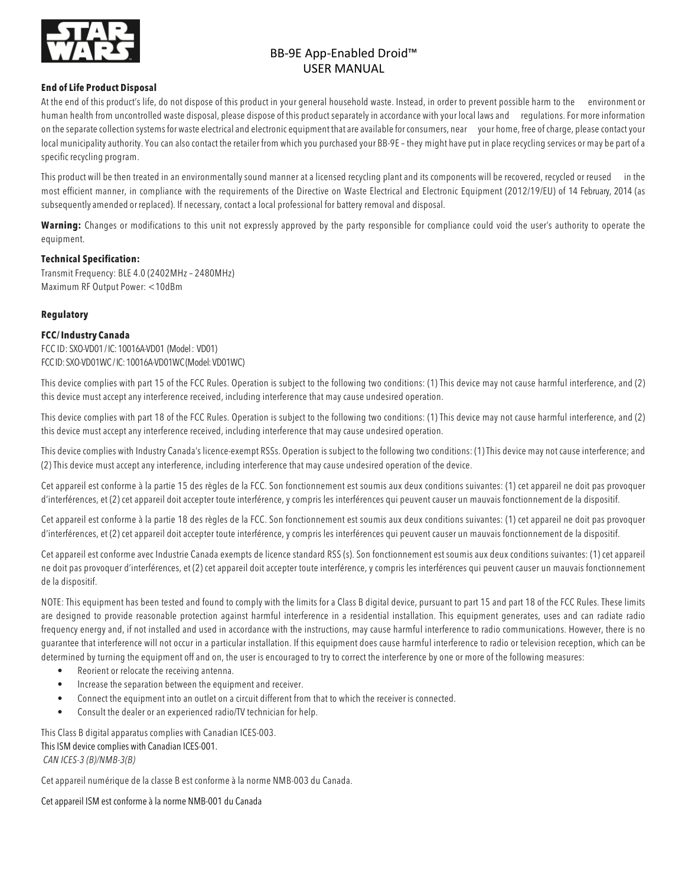# BB-9E App-Enabled Droid™
## USER MANUAL

**End of Life Product Disposal**

At the end of this product's life, do not dispose of this product in your general household waste. Instead, in order to prevent possible harm to the environment or human health from uncontrolled waste disposal, please dispose of this product separately in accordance with your local laws and regulations. For more information on the separate collection systems for waste electrical and electronic equipment that are available for consumers, near your home, free of charge, please contact your local municipality authority. You can also contact the retailer from which you purchased your BB-9E – they might have put in place recycling services or may be part of a specific recycling program.

This product will be then treated in an environmentally sound manner at a licensed recycling plant and its components will be recovered, recycled or reused in the most efficient manner, in compliance with the requirements of the Directive on Waste Electrical and Electronic Equipment (2012/19/EU) of 14 February, 2014 (as subsequently amended or replaced). If necessary, contact a local professional for battery removal and disposal.

**Warning:** Changes or modifications to this unit not expressly approved by the party responsible for compliance could void the user's authority to operate the equipment.

**Technical Specification:**

Transmit Frequency: BLE 4.0 (2402MHz – 2480MHz)
Maximum RF Output Power: <10dBm

**Regulatory**

**FCC/ Industry Canada**

FCC ID: SXO-VD01 / IC: 10016A-VD01 (Model : VD01)
FCC ID: SXO-VD01WC / IC: 10016A-VD01WC (Model: VD01WC)

This device complies with part 15 of the FCC Rules. Operation is subject to the following two conditions: (1) This device may not cause harmful interference, and (2) this device must accept any interference received, including interference that may cause undesired operation.

This device complies with part 18 of the FCC Rules. Operation is subject to the following two conditions: (1) This device may not cause harmful interference, and (2) this device must accept any interference received, including interference that may cause undesired operation.

This device complies with Industry Canada's licence-exempt RSSs. Operation is subject to the following two conditions: (1) This device may not cause interference; and (2) This device must accept any interference, including interference that may cause undesired operation of the device.

Cet appareil est conforme à la partie 15 des règles de la FCC. Son fonctionnement est soumis aux deux conditions suivantes: (1) cet appareil ne doit pas provoquer d'interférences, et (2) cet appareil doit accepter toute interférence, y compris les interférences qui peuvent causer un mauvais fonctionnement de la dispositif.

Cet appareil est conforme à la partie 18 des règles de la FCC. Son fonctionnement est soumis aux deux conditions suivantes: (1) cet appareil ne doit pas provoquer d'interférences, et (2) cet appareil doit accepter toute interférence, y compris les interférences qui peuvent causer un mauvais fonctionnement de la dispositif.

Cet appareil est conforme avec Industrie Canada exempts de licence standard RSS (s). Son fonctionnement est soumis aux deux conditions suivantes: (1) cet appareil ne doit pas provoquer d'interférences, et (2) cet appareil doit accepter toute interférence, y compris les interférences qui peuvent causer un mauvais fonctionnement de la dispositif.

NOTE: This equipment has been tested and found to comply with the limits for a Class B digital device, pursuant to part 15 and part 18 of the FCC Rules. These limits are designed to provide reasonable protection against harmful interference in a residential installation. This equipment generates, uses and can radiate radio frequency energy and, if not installed and used in accordance with the instructions, may cause harmful interference to radio communications. However, there is no guarantee that interference will not occur in a particular installation. If this equipment does cause harmful interference to radio or television reception, which can be determined by turning the equipment off and on, the user is encouraged to try to correct the interference by one or more of the following measures:

- Reorient or relocate the receiving antenna.
- Increase the separation between the equipment and receiver.
- Connect the equipment into an outlet on a circuit different from that to which the receiver is connected.
- Consult the dealer or an experienced radio/TV technician for help.

This Class B digital apparatus complies with Canadian ICES-003.
This ISM device complies with Canadian ICES-001.
*CAN ICES-3 (B)/NMB-3(B)*

Cet appareil numérique de la classe B est conforme à la norme NMB-003 du Canada.

Cet appareil ISM est conforme à la norme NMB-001 du Canada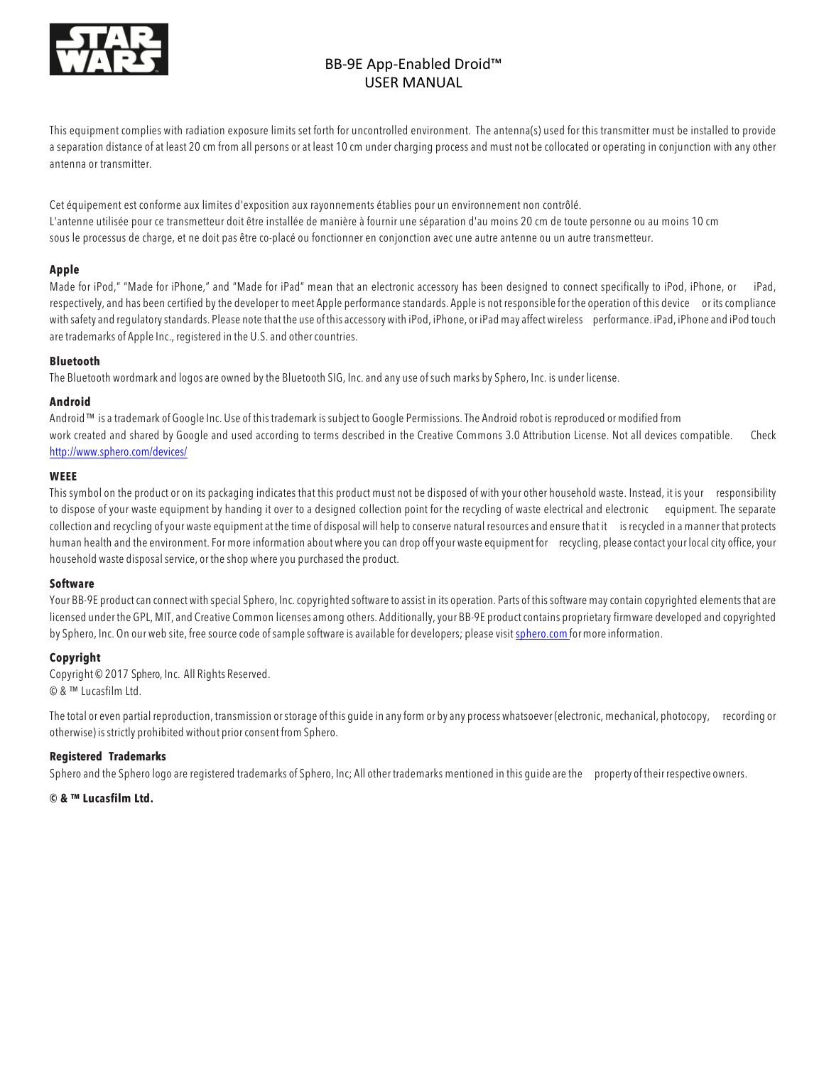# BB-9E App-Enabled Droid™
## USER MANUAL

This equipment complies with radiation exposure limits set forth for uncontrolled environment. The antenna(s) used for this transmitter must be installed to provide a separation distance of at least 20 cm from all persons or at least 10 cm under charging process and must not be collocated or operating in conjunction with any other antenna or transmitter.

Cet équipement est conforme aux limites d'exposition aux rayonnements établies pour un environnement non contrôlé.
L'antenne utilisée pour ce transmetteur doit être installée de manière à fournir une séparation d'au moins 20 cm de toute personne ou au moins 10 cm sous le processus de charge, et ne doit pas être co-placé ou fonctionner en conjonction avec une autre antenne ou un autre transmetteur.

**Apple**

Made for iPod," "Made for iPhone," and "Made for iPad" mean that an electronic accessory has been designed to connect specifically to iPod, iPhone, or iPad, respectively, and has been certified by the developer to meet Apple performance standards. Apple is not responsible for the operation of this device or its compliance with safety and regulatory standards. Please note that the use of this accessory with iPod, iPhone, or iPad may affect wireless performance. iPad, iPhone and iPod touch are trademarks of Apple Inc., registered in the U.S. and other countries.

**Bluetooth**

The Bluetooth wordmark and logos are owned by the Bluetooth SIG, Inc. and any use of such marks by Sphero, Inc. is under license.

**Android**

Android™ is a trademark of Google Inc. Use of this trademark is subject to Google Permissions. The Android robot is reproduced or modified from work created and shared by Google and used according to terms described in the Creative Commons 3.0 Attribution License. Not all devices compatible. Check http://www.sphero.com/devices/

**WEEE**

This symbol on the product or on its packaging indicates that this product must not be disposed of with your other household waste. Instead, it is your responsibility to dispose of your waste equipment by handing it over to a designed collection point for the recycling of waste electrical and electronic equipment. The separate collection and recycling of your waste equipment at the time of disposal will help to conserve natural resources and ensure that it is recycled in a manner that protects human health and the environment. For more information about where you can drop off your waste equipment for recycling, please contact your local city office, your household waste disposal service, or the shop where you purchased the product.

**Software**

Your BB-9E product can connect with special Sphero, Inc. copyrighted software to assist in its operation. Parts of this software may contain copyrighted elements that are licensed under the GPL, MIT, and Creative Common licenses among others. Additionally, your BB-9E product contains proprietary firmware developed and copyrighted by Sphero, Inc. On our web site, free source code of sample software is available for developers; please visit sphero.com for more information.

**Copyright**

Copyright © 2017 Sphero, Inc. All Rights Reserved.
© & ™ Lucasfilm Ltd.

The total or even partial reproduction, transmission or storage of this guide in any form or by any process whatsoever (electronic, mechanical, photocopy, recording or otherwise) is strictly prohibited without prior consent from Sphero.

**Registered Trademarks**

Sphero and the Sphero logo are registered trademarks of Sphero, Inc; All other trademarks mentioned in this guide are the property of their respective owners.

**© & ™ Lucasfilm Ltd.**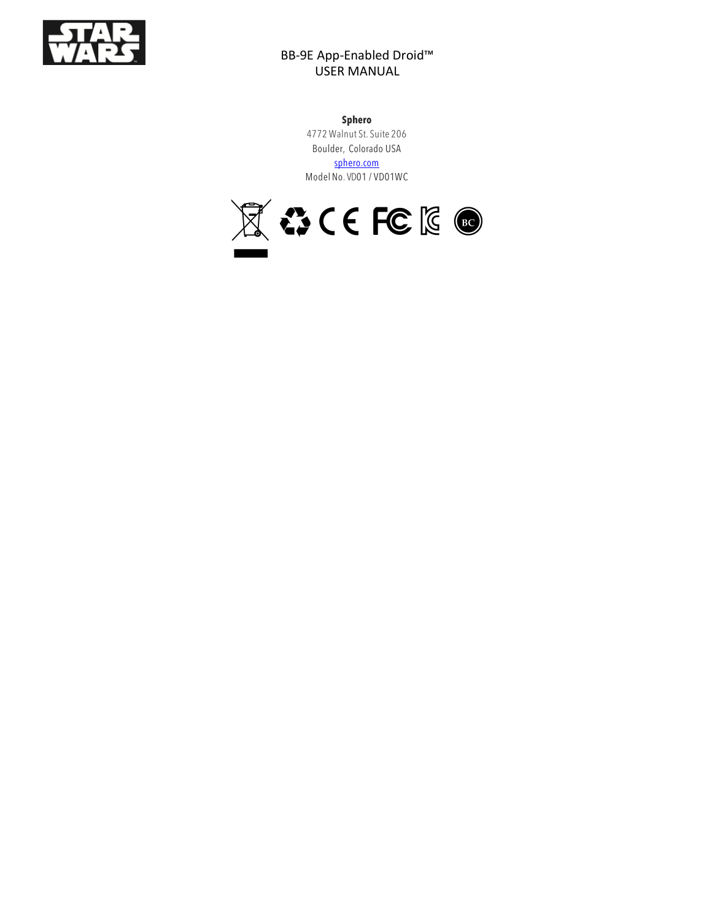BB-9E App-Enabled Droid™
USER MANUAL

**Sphero**

4772 Walnut St. Suite 206

Boulder, Colorado USA

sphero.com

Model No. VD01 / VD01WC